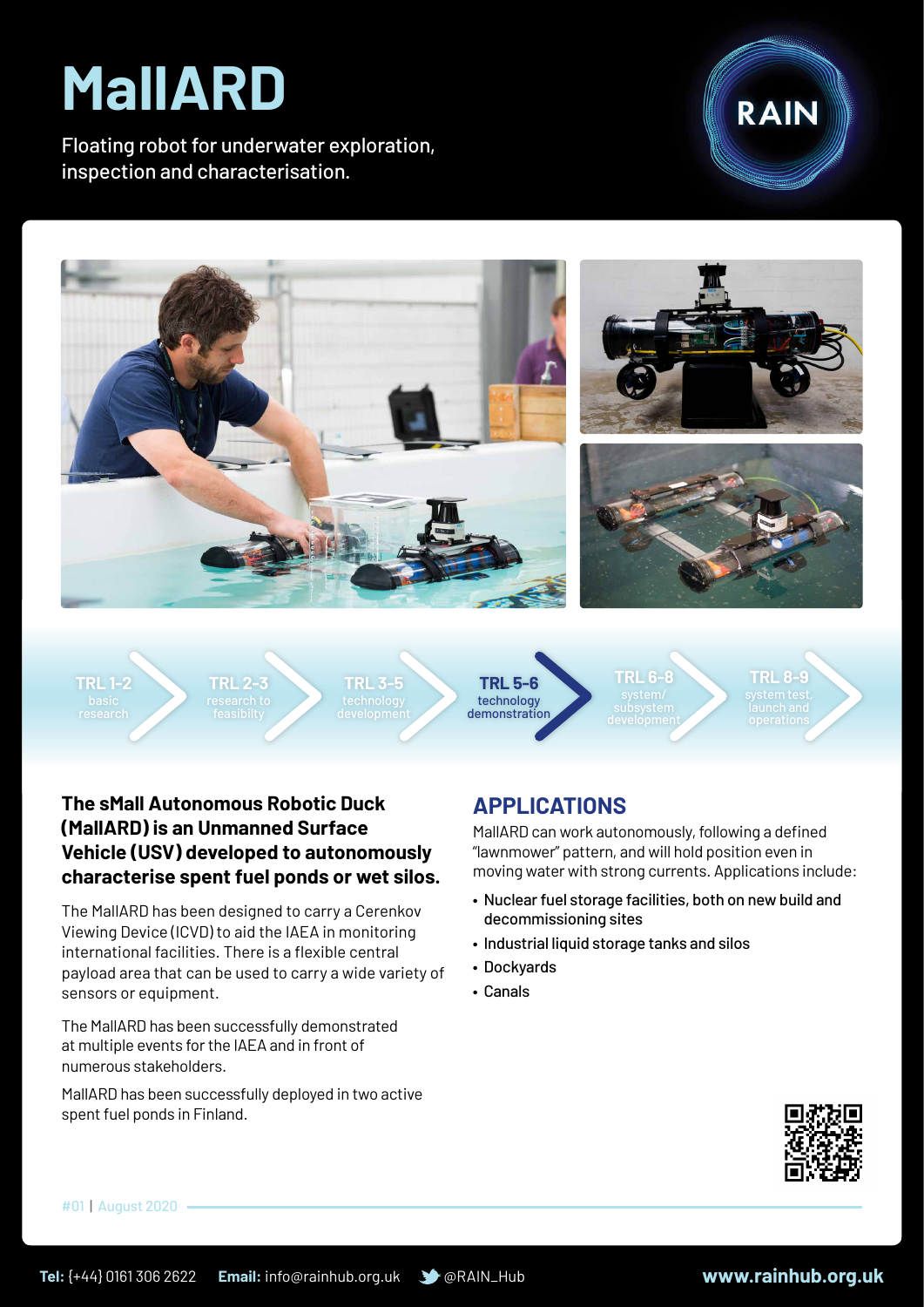# MallARD

Floating robot for underwater exploration, inspection and characterisation.

RAIN

TRL 1-2 basic research | TRL 2-3 research to feasibilty | TRL 3-5 technology development | **TRL 5-6 technology demonstration** | TRL 6-8 system/ subsystem development | TRL 8-9 system test, launch and operations

**The sMall Autonomous Robotic Duck (MallARD) is an Unmanned Surface Vehicle (USV) developed to autonomously characterise spent fuel ponds or wet silos.**

The MallARD has been designed to carry a Cerenkov Viewing Device (ICVD) to aid the IAEA in monitoring international facilities. There is a flexible central payload area that can be used to carry a wide variety of sensors or equipment.

The MallARD has been successfully demonstrated at multiple events for the IAEA and in front of numerous stakeholders.

MallARD has been successfully deployed in two active spent fuel ponds in Finland.

## APPLICATIONS

MallARD can work autonomously, following a defined "lawnmower" pattern, and will hold position even in moving water with strong currents. Applications include:

- Nuclear fuel storage facilities, both on new build and decommissioning sites
- Industrial liquid storage tanks and silos
- Dockyards
- Canals

#01 | August 2020

**Tel:** (+44) 0161 306 2622 **Email:** info@rainhub.org.uk @RAIN_Hub **www.rainhub.org.uk**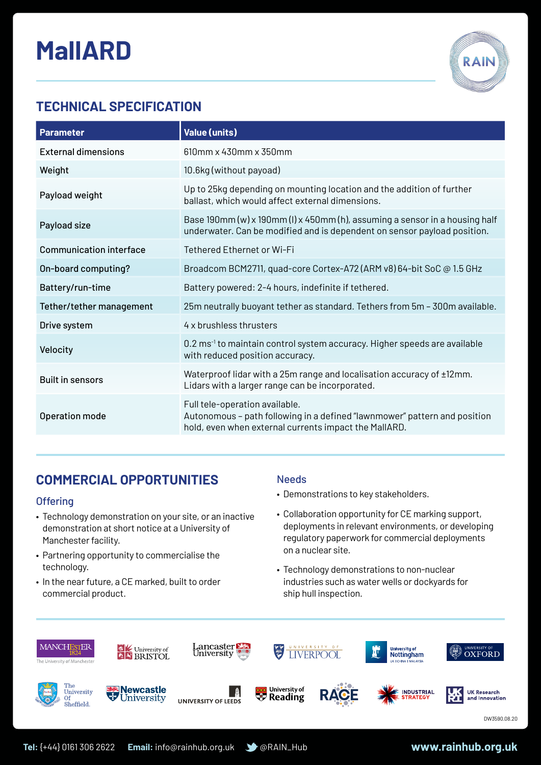# MallARD

## TECHNICAL SPECIFICATION

| Parameter | Value (units) |
|---|---|
| External dimensions | 610mm x 430mm x 350mm |
| Weight | 10.6kg (without payoad) |
| Payload weight | Up to 25kg depending on mounting location and the addition of further ballast, which would affect external dimensions. |
| Payload size | Base 190mm (w) x 190mm (l) x 450mm (h), assuming a sensor in a housing half underwater. Can be modified and is dependent on sensor payload position. |
| Communication interface | Tethered Ethernet or Wi-Fi |
| On-board computing? | Broadcom BCM2711, quad-core Cortex-A72 (ARM v8) 64-bit SoC @ 1.5 GHz |
| Battery/run-time | Battery powered: 2-4 hours, indefinite if tethered. |
| Tether/tether management | 25m neutrally buoyant tether as standard. Tethers from 5m – 300m available. |
| Drive system | 4 x brushless thrusters |
| Velocity | 0.2 $ms^{-1}$ to maintain control system accuracy. Higher speeds are available with reduced position accuracy. |
| Built in sensors | Waterproof lidar with a 25m range and localisation accuracy of ±12mm. Lidars with a larger range can be incorporated. |
| Operation mode | Full tele-operation available. Autonomous – path following in a defined "lawnmower" pattern and position hold, even when external currents impact the MallARD. |

## COMMERCIAL OPPORTUNITIES

### Offering

- Technology demonstration on your site, or an inactive demonstration at short notice at a University of Manchester facility.
- Partnering opportunity to commercialise the technology.
- In the near future, a CE marked, built to order commercial product.

### Needs

- Demonstrations to key stakeholders.
- Collaboration opportunity for CE marking support, deployments in relevant environments, or developing regulatory paperwork for commercial deployments on a nuclear site.
- Technology demonstrations to non-nuclear industries such as water wells or dockyards for ship hull inspection.

DW3590.08.20

**Tel:** (+44) 0161 306 2622 **Email:** info@rainhub.org.uk @RAIN_Hub **www.rainhub.org.uk**